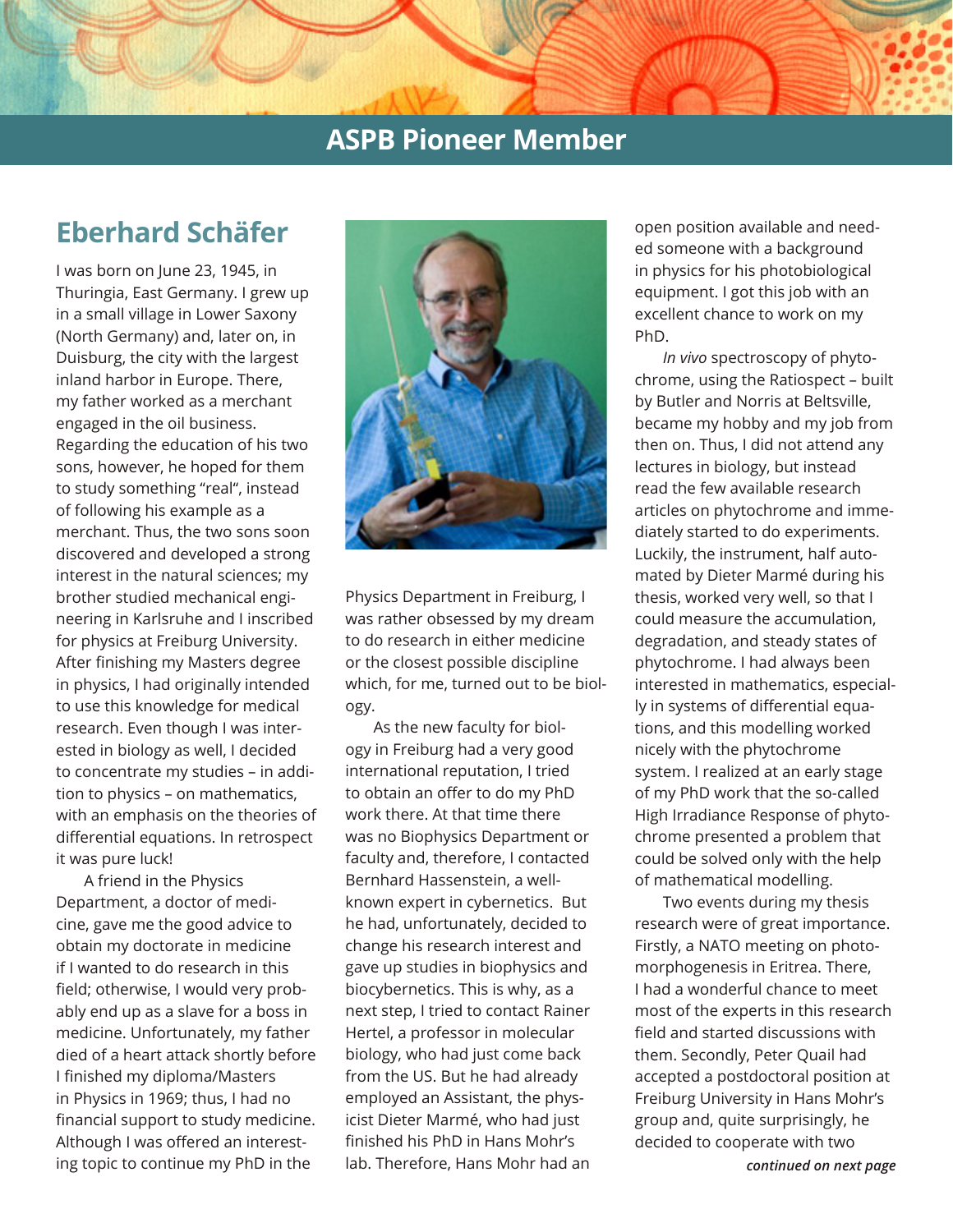## ASPB Pioneer Member

# Eberhard Schäfer

I was born on June 23, 1945, in Thuringia, East Germany. I grew up in a small village in Lower Saxony (North Germany) and, later on, in Duisburg, the city with the largest inland harbor in Europe. There, my father worked as a merchant engaged in the oil business. Regarding the education of his two sons, however, he hoped for them to study something "real", instead of following his example as a merchant. Thus, the two sons soon discovered and developed a strong interest in the natural sciences; my brother studied mechanical engineering in Karlsruhe and I inscribed for physics at Freiburg University. After finishing my Masters degree in physics, I had originally intended to use this knowledge for medical research. Even though I was interested in biology as well, I decided to concentrate my studies – in addition to physics – on mathematics, with an emphasis on the theories of differential equations. In retrospect it was pure luck!

A friend in the Physics Department, a doctor of medicine, gave me the good advice to obtain my doctorate in medicine if I wanted to do research in this field; otherwise, I would very probably end up as a slave for a boss in medicine. Unfortunately, my father died of a heart attack shortly before I finished my diploma/Masters in Physics in 1969; thus, I had no financial support to study medicine. Although I was offered an interesting topic to continue my PhD in the Physics Department in Freiburg, I was rather obsessed by my dream to do research in either medicine or the closest possible discipline which, for me, turned out to be biology.

As the new faculty for biology in Freiburg had a very good international reputation, I tried to obtain an offer to do my PhD work there. At that time there was no Biophysics Department or faculty and, therefore, I contacted Bernhard Hassenstein, a well-known expert in cybernetics. But he had, unfortunately, decided to change his research interest and gave up studies in biophysics and biocybernetics. This is why, as a next step, I tried to contact Rainer Hertel, a professor in molecular biology, who had just come back from the US. But he had already employed an Assistant, the physicist Dieter Marmé, who had just finished his PhD in Hans Mohr's lab. Therefore, Hans Mohr had an open position available and needed someone with a background in physics for his photobiological equipment. I got this job with an excellent chance to work on my PhD.

*In vivo* spectroscopy of phytochrome, using the Ratiospect – built by Butler and Norris at Beltsville, became my hobby and my job from then on. Thus, I did not attend any lectures in biology, but instead read the few available research articles on phytochrome and immediately started to do experiments. Luckily, the instrument, half automated by Dieter Marmé during his thesis, worked very well, so that I could measure the accumulation, degradation, and steady states of phytochrome. I had always been interested in mathematics, especially in systems of differential equations, and this modelling worked nicely with the phytochrome system. I realized at an early stage of my PhD work that the so-called High Irradiance Response of phytochrome presented a problem that could be solved only with the help of mathematical modelling.

Two events during my thesis research were of great importance. Firstly, a NATO meeting on photomorphogenesis in Eritrea. There, I had a wonderful chance to meet most of the experts in this research field and started discussions with them. Secondly, Peter Quail had accepted a postdoctoral position at Freiburg University in Hans Mohr's group and, quite surprisingly, he decided to cooperate with two

***continued on next page***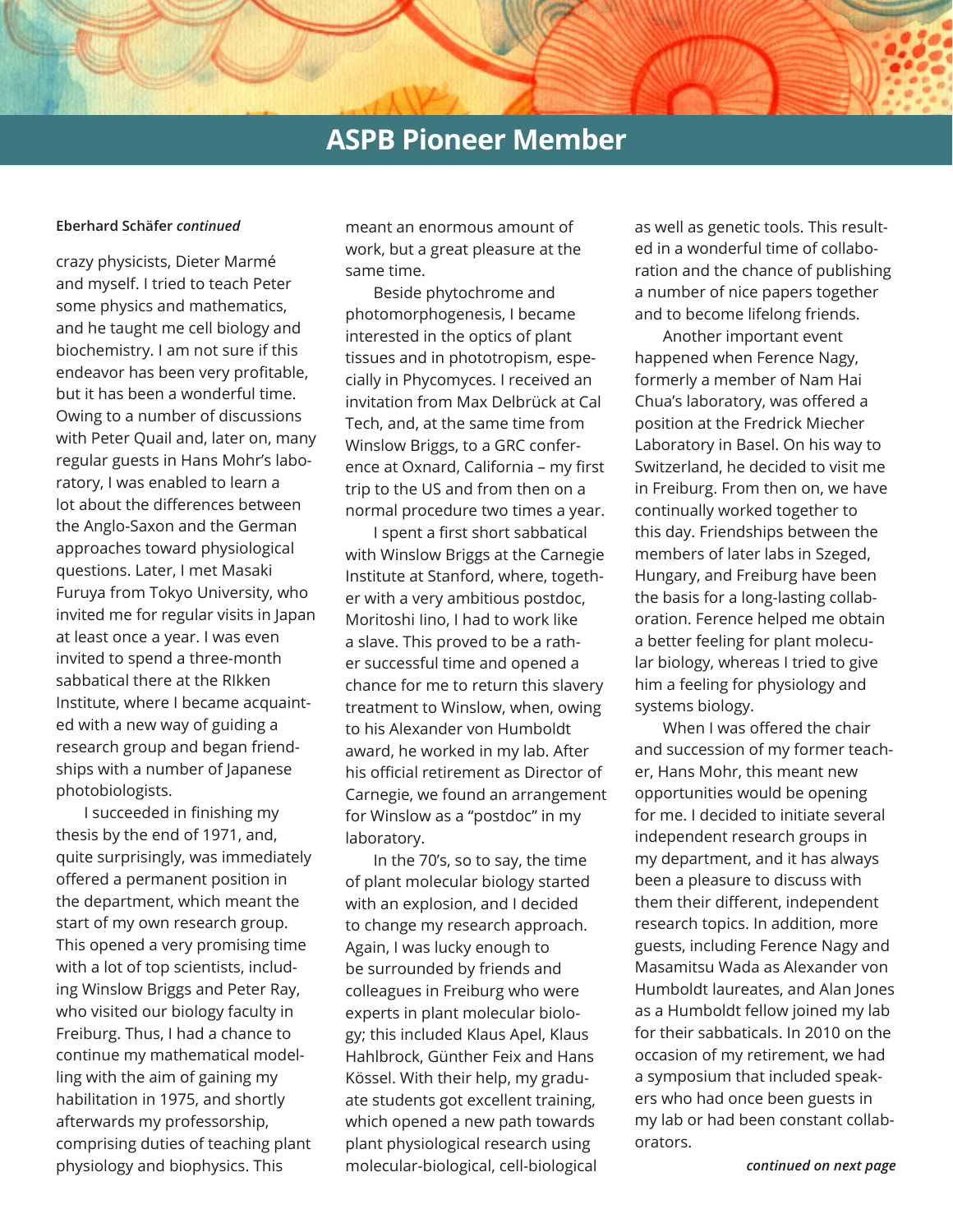**Eberhard Schäfer *continued***

crazy physicists, Dieter Marmé and myself. I tried to teach Peter some physics and mathematics, and he taught me cell biology and biochemistry. I am not sure if this endeavor has been very profitable, but it has been a wonderful time. Owing to a number of discussions with Peter Quail and, later on, many regular guests in Hans Mohr's laboratory, I was enabled to learn a lot about the differences between the Anglo-Saxon and the German approaches toward physiological questions. Later, I met Masaki Furuya from Tokyo University, who invited me for regular visits in Japan at least once a year. I was even invited to spend a three-month sabbatical there at the RIkken Institute, where I became acquainted with a new way of guiding a research group and began friendships with a number of Japanese photobiologists.

I succeeded in finishing my thesis by the end of 1971, and, quite surprisingly, was immediately offered a permanent position in the department, which meant the start of my own research group. This opened a very promising time with a lot of top scientists, including Winslow Briggs and Peter Ray, who visited our biology faculty in Freiburg. Thus, I had a chance to continue my mathematical modelling with the aim of gaining my habilitation in 1975, and shortly afterwards my professorship, comprising duties of teaching plant physiology and biophysics. This meant an enormous amount of work, but a great pleasure at the same time.

Beside phytochrome and photomorphogenesis, I became interested in the optics of plant tissues and in phototropism, especially in Phycomyces. I received an invitation from Max Delbrück at Cal Tech, and, at the same time from Winslow Briggs, to a GRC conference at Oxnard, California – my first trip to the US and from then on a normal procedure two times a year.

I spent a first short sabbatical with Winslow Briggs at the Carnegie Institute at Stanford, where, together with a very ambitious postdoc, Moritoshi Iino, I had to work like a slave. This proved to be a rather successful time and opened a chance for me to return this slavery treatment to Winslow, when, owing to his Alexander von Humboldt award, he worked in my lab. After his official retirement as Director of Carnegie, we found an arrangement for Winslow as a "postdoc" in my laboratory.

In the 70's, so to say, the time of plant molecular biology started with an explosion, and I decided to change my research approach. Again, I was lucky enough to be surrounded by friends and colleagues in Freiburg who were experts in plant molecular biology; this included Klaus Apel, Klaus Hahlbrock, Günther Feix and Hans Kössel. With their help, my graduate students got excellent training, which opened a new path towards plant physiological research using molecular-biological, cell-biological as well as genetic tools. This resulted in a wonderful time of collaboration and the chance of publishing a number of nice papers together and to become lifelong friends.

Another important event happened when Ference Nagy, formerly a member of Nam Hai Chua's laboratory, was offered a position at the Fredrick Miecher Laboratory in Basel. On his way to Switzerland, he decided to visit me in Freiburg. From then on, we have continually worked together to this day. Friendships between the members of later labs in Szeged, Hungary, and Freiburg have been the basis for a long-lasting collaboration. Ference helped me obtain a better feeling for plant molecular biology, whereas I tried to give him a feeling for physiology and systems biology.

When I was offered the chair and succession of my former teacher, Hans Mohr, this meant new opportunities would be opening for me. I decided to initiate several independent research groups in my department, and it has always been a pleasure to discuss with them their different, independent research topics. In addition, more guests, including Ference Nagy and Masamitsu Wada as Alexander von Humboldt laureates, and Alan Jones as a Humboldt fellow joined my lab for their sabbaticals. In 2010 on the occasion of my retirement, we had a symposium that included speakers who had once been guests in my lab or had been constant collaborators.

***continued on next page***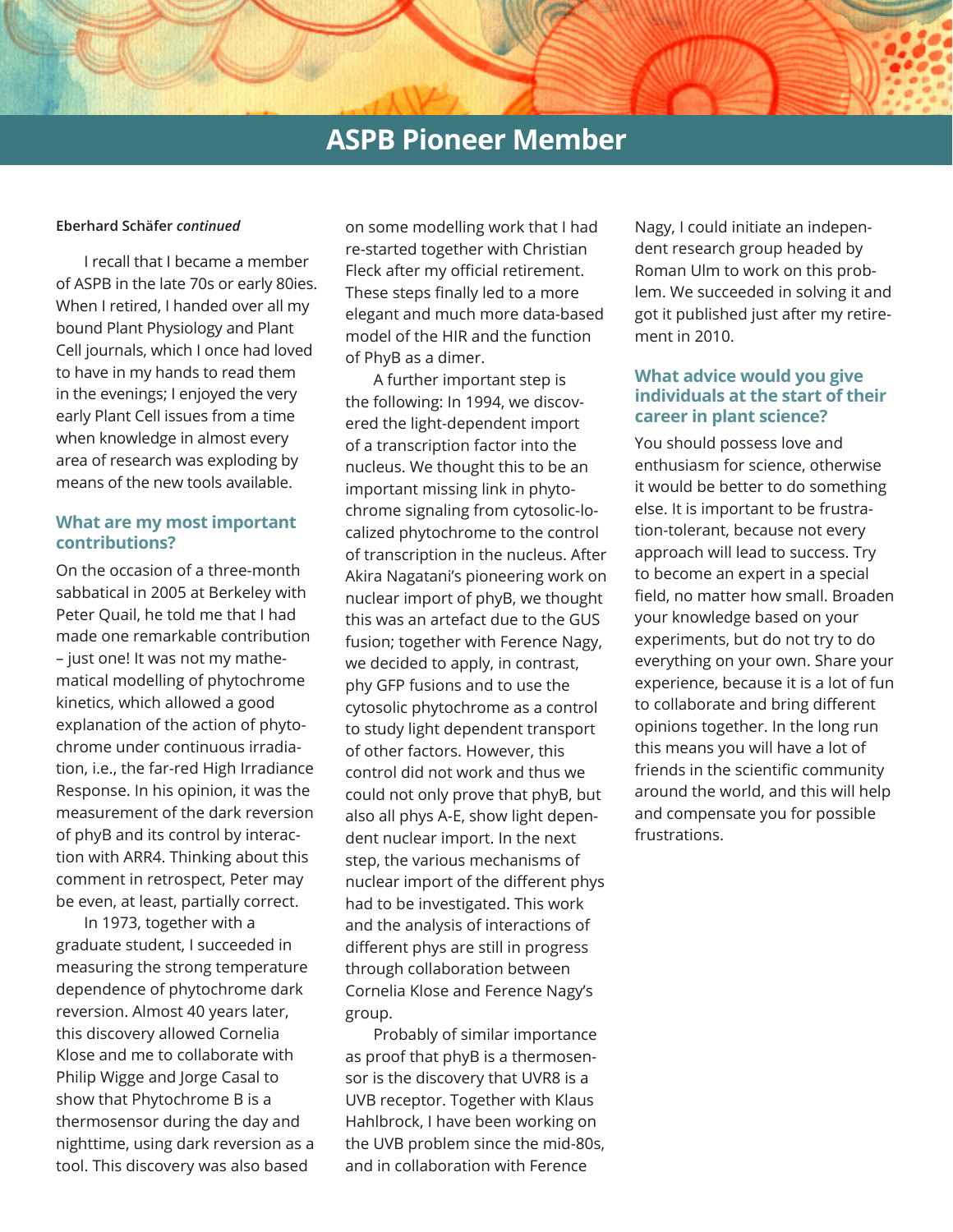# ASPB Pioneer Member

**Eberhard Schäfer** *continued*

I recall that I became a member of ASPB in the late 70s or early 80ies. When I retired, I handed over all my bound Plant Physiology and Plant Cell journals, which I once had loved to have in my hands to read them in the evenings; I enjoyed the very early Plant Cell issues from a time when knowledge in almost every area of research was exploding by means of the new tools available.

## What are my most important contributions?

On the occasion of a three-month sabbatical in 2005 at Berkeley with Peter Quail, he told me that I had made one remarkable contribution – just one! It was not my mathematical modelling of phytochrome kinetics, which allowed a good explanation of the action of phytochrome under continuous irradiation, i.e., the far-red High Irradiance Response. In his opinion, it was the measurement of the dark reversion of phyB and its control by interaction with ARR4. Thinking about this comment in retrospect, Peter may be even, at least, partially correct.

In 1973, together with a graduate student, I succeeded in measuring the strong temperature dependence of phytochrome dark reversion. Almost 40 years later, this discovery allowed Cornelia Klose and me to collaborate with Philip Wigge and Jorge Casal to show that Phytochrome B is a thermosensor during the day and nighttime, using dark reversion as a tool. This discovery was also based on some modelling work that I had re-started together with Christian Fleck after my official retirement. These steps finally led to a more elegant and much more data-based model of the HIR and the function of PhyB as a dimer.

A further important step is the following: In 1994, we discovered the light-dependent import of a transcription factor into the nucleus. We thought this to be an important missing link in phytochrome signaling from cytosolic-localized phytochrome to the control of transcription in the nucleus. After Akira Nagatani's pioneering work on nuclear import of phyB, we thought this was an artefact due to the GUS fusion; together with Ference Nagy, we decided to apply, in contrast, phy GFP fusions and to use the cytosolic phytochrome as a control to study light dependent transport of other factors. However, this control did not work and thus we could not only prove that phyB, but also all phys A-E, show light dependent nuclear import. In the next step, the various mechanisms of nuclear import of the different phys had to be investigated. This work and the analysis of interactions of different phys are still in progress through collaboration between Cornelia Klose and Ference Nagy's group.

Probably of similar importance as proof that phyB is a thermosensor is the discovery that UVR8 is a UVB receptor. Together with Klaus Hahlbrock, I have been working on the UVB problem since the mid-80s, and in collaboration with Ference Nagy, I could initiate an independent research group headed by Roman Ulm to work on this problem. We succeeded in solving it and got it published just after my retirement in 2010.

## What advice would you give individuals at the start of their career in plant science?

You should possess love and enthusiasm for science, otherwise it would be better to do something else. It is important to be frustration-tolerant, because not every approach will lead to success. Try to become an expert in a special field, no matter how small. Broaden your knowledge based on your experiments, but do not try to do everything on your own. Share your experience, because it is a lot of fun to collaborate and bring different opinions together. In the long run this means you will have a lot of friends in the scientific community around the world, and this will help and compensate you for possible frustrations.